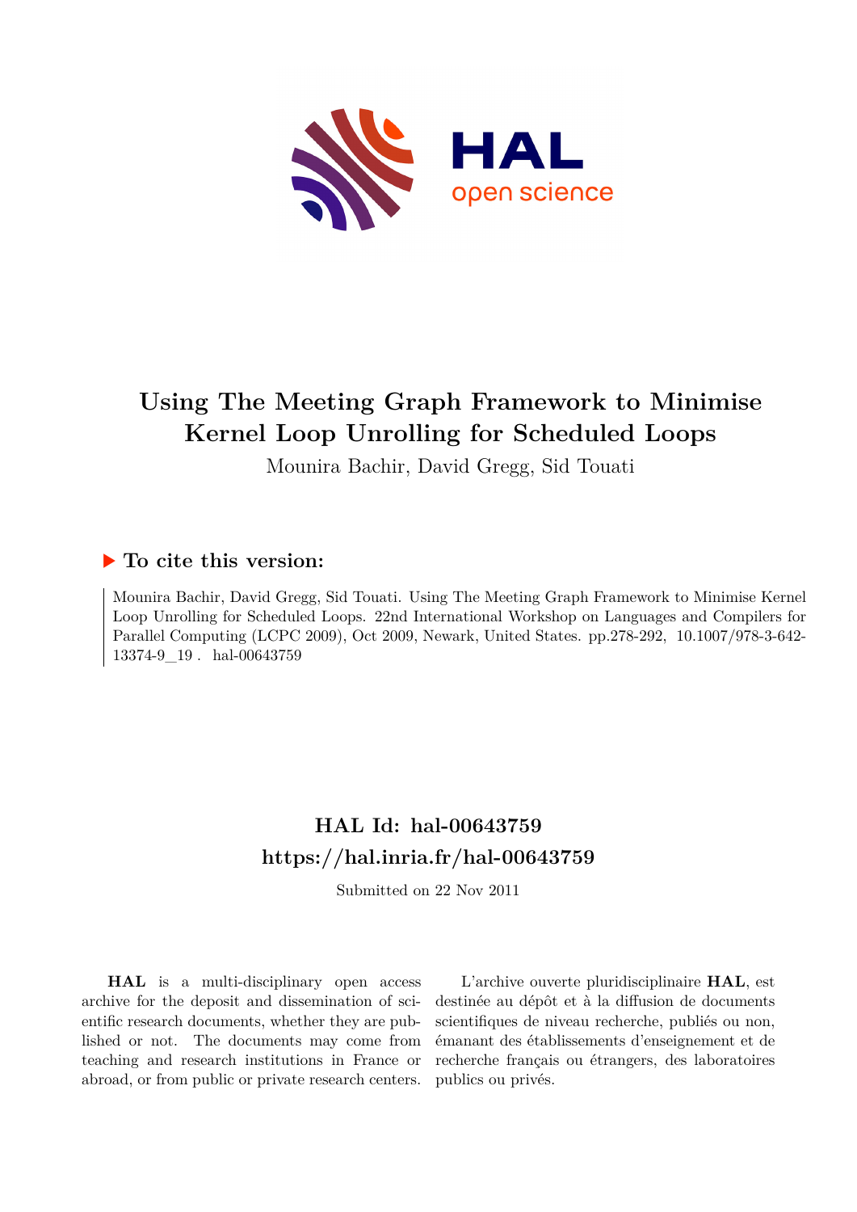# Using The Meeting Graph Framework to Minimise Kernel Loop Unrolling for Scheduled Loops

Mounira Bachir, David Gregg, Sid Touati

## ▶ To cite this version:

Mounira Bachir, David Gregg, Sid Touati. Using The Meeting Graph Framework to Minimise Kernel Loop Unrolling for Scheduled Loops. 22nd International Workshop on Languages and Compilers for Parallel Computing (LCPC 2009), Oct 2009, Newark, United States. pp.278-292, 10.1007/978-3-642-13374-9_19 . hal-00643759

## HAL Id: hal-00643759

## https://hal.inria.fr/hal-00643759

Submitted on 22 Nov 2011

**HAL** is a multi-disciplinary open access archive for the deposit and dissemination of scientific research documents, whether they are published or not. The documents may come from teaching and research institutions in France or abroad, or from public or private research centers.

L'archive ouverte pluridisciplinaire **HAL**, est destinée au dépôt et à la diffusion de documents scientifiques de niveau recherche, publiés ou non, émanant des établissements d'enseignement et de recherche français ou étrangers, des laboratoires publics ou privés.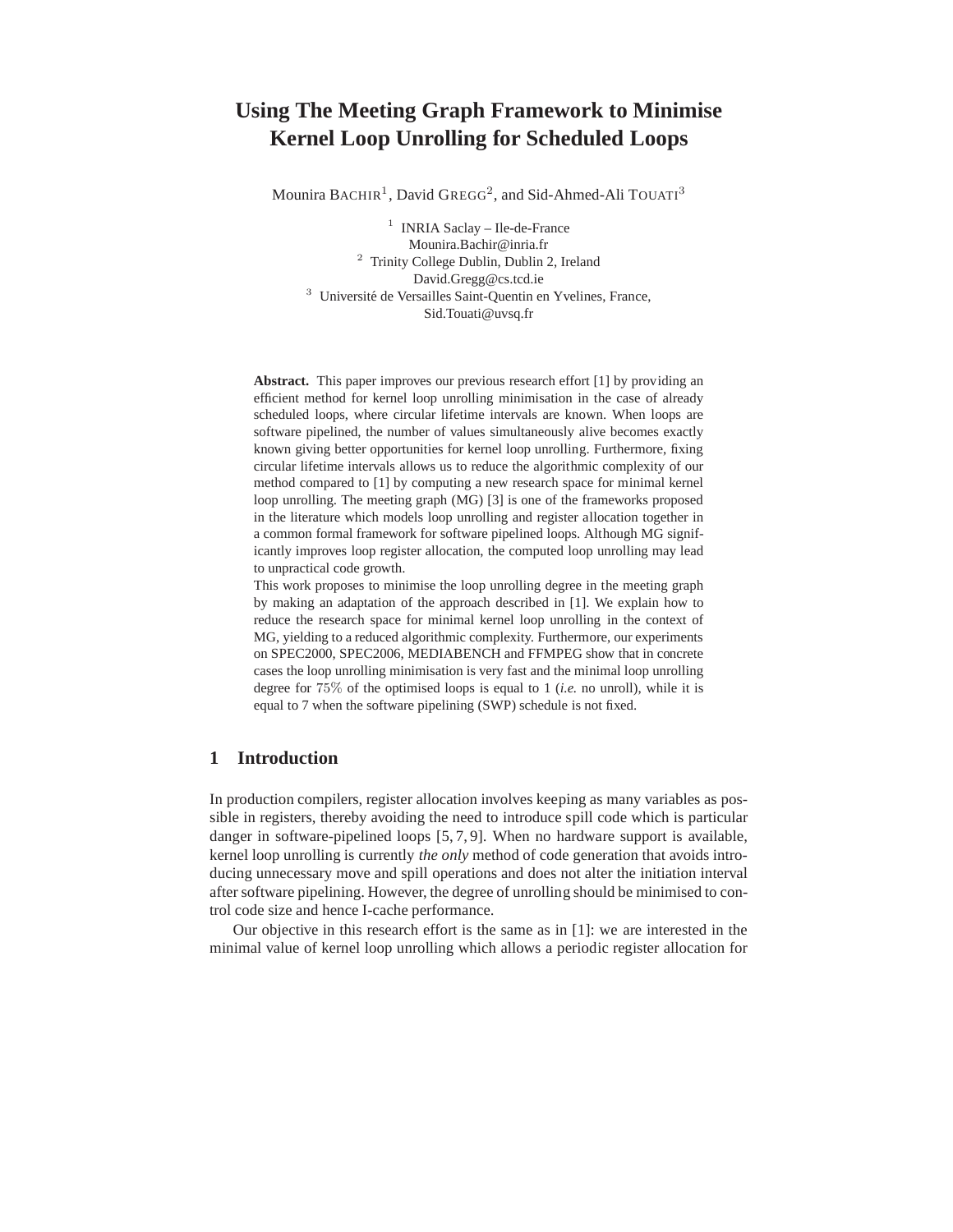# Using The Meeting Graph Framework to Minimise Kernel Loop Unrolling for Scheduled Loops

Mounira Bachir[1], David Gregg[2], and Sid-Ahmed-Ali Touati[3]

[1] INRIA Saclay – Ile-de-France
Mounira.Bachir@inria.fr
[2] Trinity College Dublin, Dublin 2, Ireland
David.Gregg@cs.tcd.ie
[3] Université de Versailles Saint-Quentin en Yvelines, France,
Sid.Touati@uvsq.fr

**Abstract.** This paper improves our previous research effort [1] by providing an efficient method for kernel loop unrolling minimisation in the case of already scheduled loops, where circular lifetime intervals are known. When loops are software pipelined, the number of values simultaneously alive becomes exactly known giving better opportunities for kernel loop unrolling. Furthermore, fixing circular lifetime intervals allows us to reduce the algorithmic complexity of our method compared to [1] by computing a new research space for minimal kernel loop unrolling. The meeting graph (MG) [3] is one of the frameworks proposed in the literature which models loop unrolling and register allocation together in a common formal framework for software pipelined loops. Although MG significantly improves loop register allocation, the computed loop unrolling may lead to unpractical code growth.
This work proposes to minimise the loop unrolling degree in the meeting graph by making an adaptation of the approach described in [1]. We explain how to reduce the research space for minimal kernel loop unrolling in the context of MG, yielding to a reduced algorithmic complexity. Furthermore, our experiments on SPEC2000, SPEC2006, MEDIABENCH and FFMPEG show that in concrete cases the loop unrolling minimisation is very fast and the minimal loop unrolling degree for $75\%$ of the optimised loops is equal to 1 (*i.e.* no unroll), while it is equal to 7 when the software pipelining (SWP) schedule is not fixed.

## 1 Introduction

In production compilers, register allocation involves keeping as many variables as possible in registers, thereby avoiding the need to introduce spill code which is particular danger in software-pipelined loops [5, 7, 9]. When no hardware support is available, kernel loop unrolling is currently *the only* method of code generation that avoids introducing unnecessary move and spill operations and does not alter the initiation interval after software pipelining. However, the degree of unrolling should be minimised to control code size and hence I-cache performance.

Our objective in this research effort is the same as in [1]: we are interested in the minimal value of kernel loop unrolling which allows a periodic register allocation for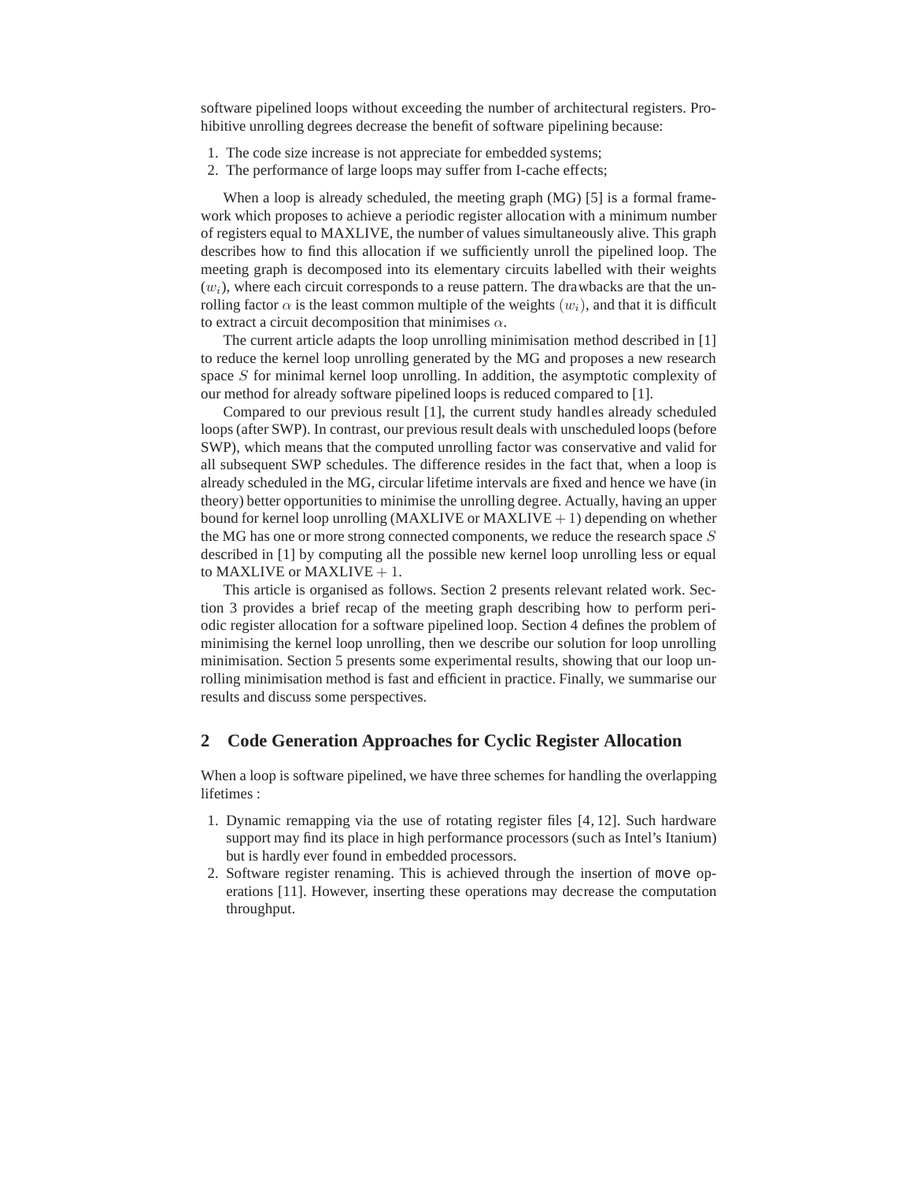software pipelined loops without exceeding the number of architectural registers. Prohibitive unrolling degrees decrease the benefit of software pipelining because:

1. The code size increase is not appreciate for embedded systems;
2. The performance of large loops may suffer from I-cache effects;

When a loop is already scheduled, the meeting graph (MG) [5] is a formal framework which proposes to achieve a periodic register allocation with a minimum number of registers equal to MAXLIVE, the number of values simultaneously alive. This graph describes how to find this allocation if we sufficiently unroll the pipelined loop. The meeting graph is decomposed into its elementary circuits labelled with their weights ($w_i$), where each circuit corresponds to a reuse pattern. The drawbacks are that the unrolling factor $\alpha$ is the least common multiple of the weights $(w_i)$, and that it is difficult to extract a circuit decomposition that minimises $\alpha$.

The current article adapts the loop unrolling minimisation method described in [1] to reduce the kernel loop unrolling generated by the MG and proposes a new research space $S$ for minimal kernel loop unrolling. In addition, the asymptotic complexity of our method for already software pipelined loops is reduced compared to [1].

Compared to our previous result [1], the current study handles already scheduled loops (after SWP). In contrast, our previous result deals with unscheduled loops (before SWP), which means that the computed unrolling factor was conservative and valid for all subsequent SWP schedules. The difference resides in the fact that, when a loop is already scheduled in the MG, circular lifetime intervals are fixed and hence we have (in theory) better opportunities to minimise the unrolling degree. Actually, having an upper bound for kernel loop unrolling (MAXLIVE or MAXLIVE $+ 1$) depending on whether the MG has one or more strong connected components, we reduce the research space $S$ described in [1] by computing all the possible new kernel loop unrolling less or equal to MAXLIVE or MAXLIVE $+ 1$.

This article is organised as follows. Section 2 presents relevant related work. Section 3 provides a brief recap of the meeting graph describing how to perform periodic register allocation for a software pipelined loop. Section 4 defines the problem of minimising the kernel loop unrolling, then we describe our solution for loop unrolling minimisation. Section 5 presents some experimental results, showing that our loop unrolling minimisation method is fast and efficient in practice. Finally, we summarise our results and discuss some perspectives.

## 2 Code Generation Approaches for Cyclic Register Allocation

When a loop is software pipelined, we have three schemes for handling the overlapping lifetimes :

1. Dynamic remapping via the use of rotating register files [4, 12]. Such hardware support may find its place in high performance processors (such as Intel's Itanium) but is hardly ever found in embedded processors.
2. Software register renaming. This is achieved through the insertion of `move` operations [11]. However, inserting these operations may decrease the computation throughput.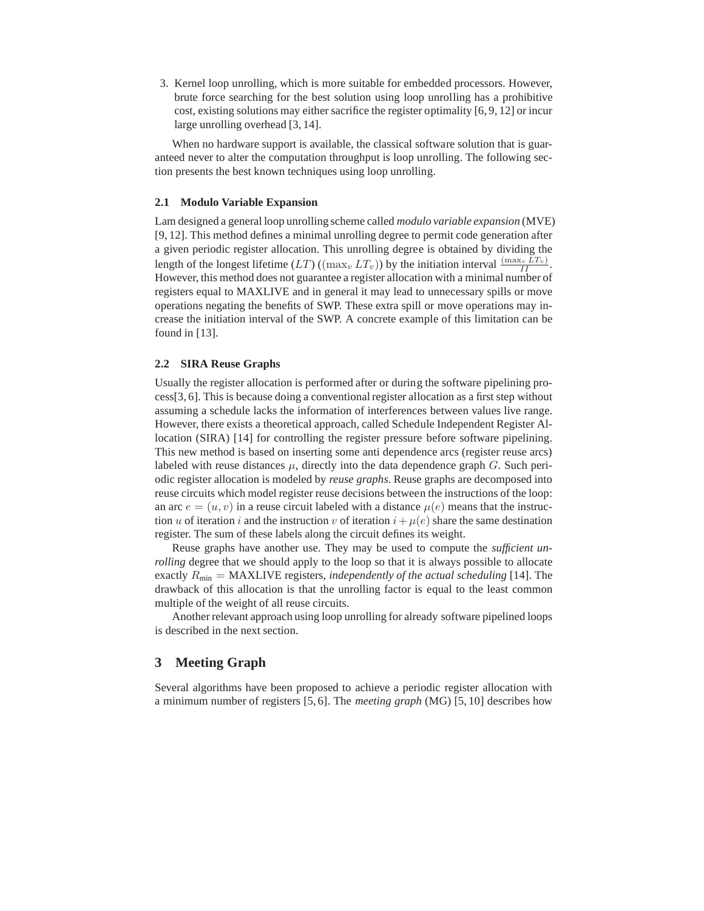3. Kernel loop unrolling, which is more suitable for embedded processors. However, brute force searching for the best solution using loop unrolling has a prohibitive cost, existing solutions may either sacrifice the register optimality [6, 9, 12] or incur large unrolling overhead [3, 14].

When no hardware support is available, the classical software solution that is guaranteed never to alter the computation throughput is loop unrolling. The following section presents the best known techniques using loop unrolling.

### 2.1 Modulo Variable Expansion

Lam designed a general loop unrolling scheme called *modulo variable expansion* (MVE) [9, 12]. This method defines a minimal unrolling degree to permit code generation after a given periodic register allocation. This unrolling degree is obtained by dividing the length of the longest lifetime ($LT$) ($(\max_v LT_v)$) by the initiation interval $\frac{(\max_v LT_v)}{II}$. However, this method does not guarantee a register allocation with a minimal number of registers equal to MAXLIVE and in general it may lead to unnecessary spills or move operations negating the benefits of SWP. These extra spill or move operations may increase the initiation interval of the SWP. A concrete example of this limitation can be found in [13].

### 2.2 SIRA Reuse Graphs

Usually the register allocation is performed after or during the software pipelining process[3, 6]. This is because doing a conventional register allocation as a first step without assuming a schedule lacks the information of interferences between values live range. However, there exists a theoretical approach, called Schedule Independent Register Allocation (SIRA) [14] for controlling the register pressure before software pipelining. This new method is based on inserting some anti dependence arcs (register reuse arcs) labeled with reuse distances $\mu$, directly into the data dependence graph $G$. Such periodic register allocation is modeled by *reuse graphs*. Reuse graphs are decomposed into reuse circuits which model register reuse decisions between the instructions of the loop: an arc $e = (u, v)$ in a reuse circuit labeled with a distance $\mu(e)$ means that the instruction $u$ of iteration $i$ and the instruction $v$ of iteration $i + \mu(e)$ share the same destination register. The sum of these labels along the circuit defines its weight.

Reuse graphs have another use. They may be used to compute the *sufficient unrolling* degree that we should apply to the loop so that it is always possible to allocate exactly $R_{\text{min}} =$ MAXLIVE registers, *independently of the actual scheduling* [14]. The drawback of this allocation is that the unrolling factor is equal to the least common multiple of the weight of all reuse circuits.

Another relevant approach using loop unrolling for already software pipelined loops is described in the next section.

## 3 Meeting Graph

Several algorithms have been proposed to achieve a periodic register allocation with a minimum number of registers [5, 6]. The *meeting graph* (MG) [5, 10] describes how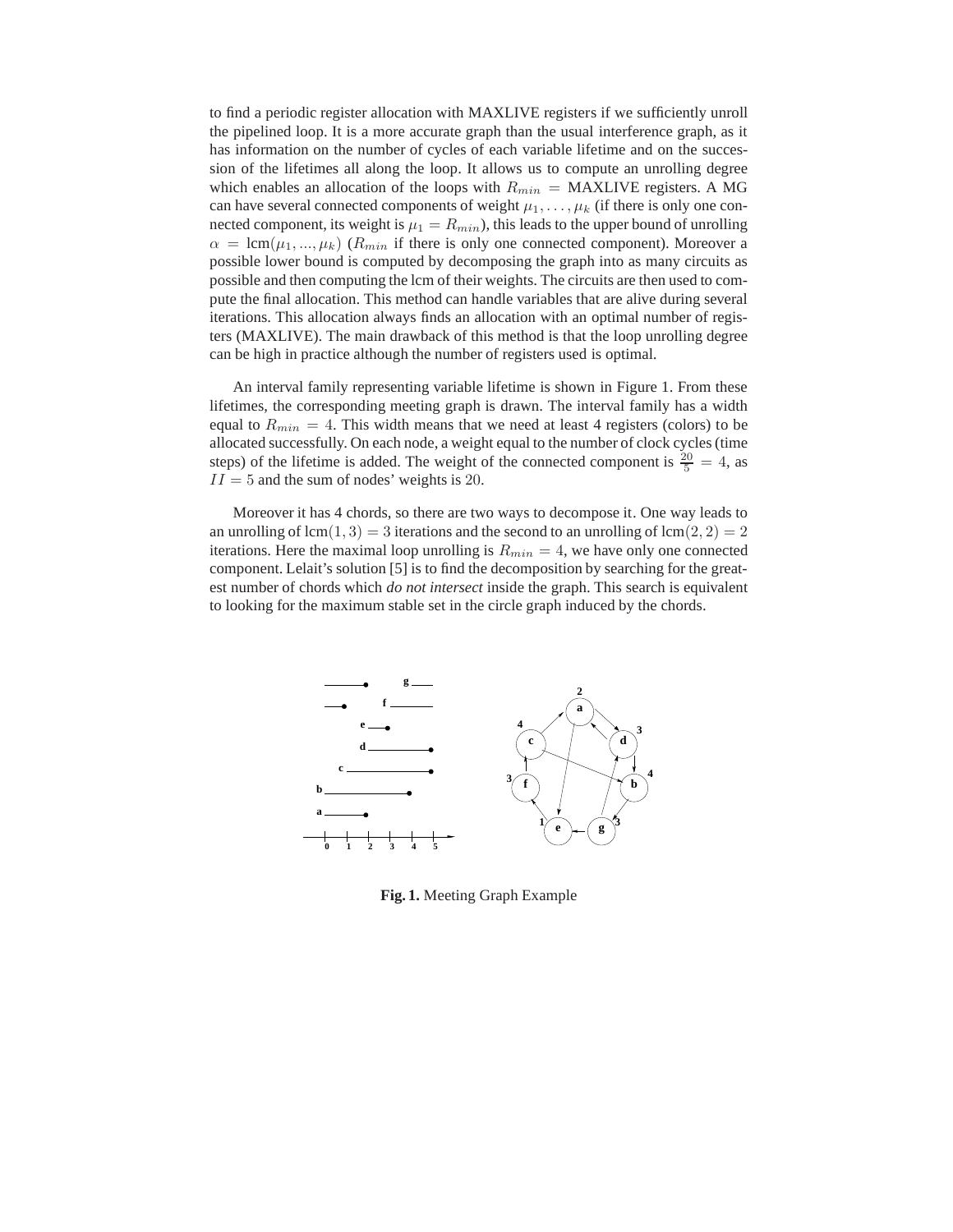to find a periodic register allocation with MAXLIVE registers if we sufficiently unroll the pipelined loop. It is a more accurate graph than the usual interference graph, as it has information on the number of cycles of each variable lifetime and on the succession of the lifetimes all along the loop. It allows us to compute an unrolling degree which enables an allocation of the loops with $R_{min}$ = MAXLIVE registers. A MG can have several connected components of weight $\mu_1, \ldots, \mu_k$ (if there is only one connected component, its weight is $\mu_1 = R_{min}$), this leads to the upper bound of unrolling $\alpha = \text{lcm}(\mu_1, ..., \mu_k)$ ($R_{min}$ if there is only one connected component). Moreover a possible lower bound is computed by decomposing the graph into as many circuits as possible and then computing the lcm of their weights. The circuits are then used to compute the final allocation. This method can handle variables that are alive during several iterations. This allocation always finds an allocation with an optimal number of registers (MAXLIVE). The main drawback of this method is that the loop unrolling degree can be high in practice although the number of registers used is optimal.

An interval family representing variable lifetime is shown in Figure 1. From these lifetimes, the corresponding meeting graph is drawn. The interval family has a width equal to $R_{min} = 4$. This width means that we need at least 4 registers (colors) to be allocated successfully. On each node, a weight equal to the number of clock cycles (time steps) of the lifetime is added. The weight of the connected component is $\frac{20}{5} = 4$, as $II = 5$ and the sum of nodes' weights is $20$.

Moreover it has 4 chords, so there are two ways to decompose it. One way leads to an unrolling of $\text{lcm}(1, 3) = 3$ iterations and the second to an unrolling of $\text{lcm}(2, 2) = 2$ iterations. Here the maximal loop unrolling is $R_{min} = 4$, we have only one connected component. Lelait's solution [5] is to find the decomposition by searching for the greatest number of chords which *do not intersect* inside the graph. This search is equivalent to looking for the maximum stable set in the circle graph induced by the chords.

**Fig. 1.** Meeting Graph Example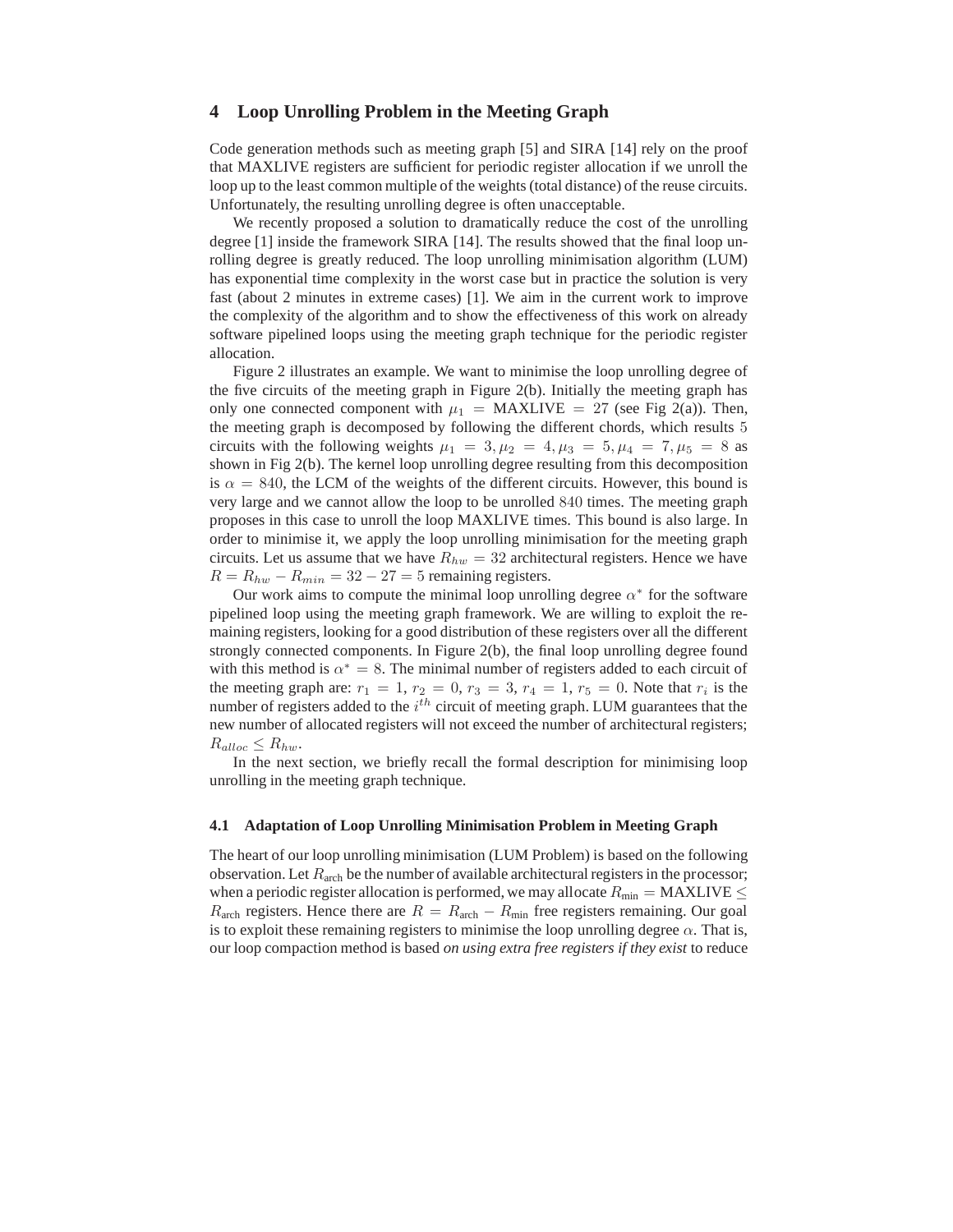## 4 Loop Unrolling Problem in the Meeting Graph

Code generation methods such as meeting graph [5] and SIRA [14] rely on the proof that MAXLIVE registers are sufficient for periodic register allocation if we unroll the loop up to the least common multiple of the weights (total distance) of the reuse circuits. Unfortunately, the resulting unrolling degree is often unacceptable.

We recently proposed a solution to dramatically reduce the cost of the unrolling degree [1] inside the framework SIRA [14]. The results showed that the final loop unrolling degree is greatly reduced. The loop unrolling minimisation algorithm (LUM) has exponential time complexity in the worst case but in practice the solution is very fast (about 2 minutes in extreme cases) [1]. We aim in the current work to improve the complexity of the algorithm and to show the effectiveness of this work on already software pipelined loops using the meeting graph technique for the periodic register allocation.

Figure 2 illustrates an example. We want to minimise the loop unrolling degree of the five circuits of the meeting graph in Figure 2(b). Initially the meeting graph has only one connected component with $\mu_1 = \text{MAXLIVE} = 27$ (see Fig 2(a)). Then, the meeting graph is decomposed by following the different chords, which results $5$ circuits with the following weights $\mu_1 = 3, \mu_2 = 4, \mu_3 = 5, \mu_4 = 7, \mu_5 = 8$ as shown in Fig 2(b). The kernel loop unrolling degree resulting from this decomposition is $\alpha = 840$, the LCM of the weights of the different circuits. However, this bound is very large and we cannot allow the loop to be unrolled $840$ times. The meeting graph proposes in this case to unroll the loop MAXLIVE times. This bound is also large. In order to minimise it, we apply the loop unrolling minimisation for the meeting graph circuits. Let us assume that we have $R_{hw} = 32$ architectural registers. Hence we have $R = R_{hw} - R_{min} = 32 - 27 = 5$ remaining registers.

Our work aims to compute the minimal loop unrolling degree $\alpha^*$ for the software pipelined loop using the meeting graph framework. We are willing to exploit the remaining registers, looking for a good distribution of these registers over all the different strongly connected components. In Figure 2(b), the final loop unrolling degree found with this method is $\alpha^* = 8$. The minimal number of registers added to each circuit of the meeting graph are: $r_1 = 1$, $r_2 = 0$, $r_3 = 3$, $r_4 = 1$, $r_5 = 0$. Note that $r_i$ is the number of registers added to the $i^{th}$ circuit of meeting graph. LUM guarantees that the new number of allocated registers will not exceed the number of architectural registers; $R_{alloc} \leq R_{hw}$.

In the next section, we briefly recall the formal description for minimising loop unrolling in the meeting graph technique.

### 4.1 Adaptation of Loop Unrolling Minimisation Problem in Meeting Graph

The heart of our loop unrolling minimisation (LUM Problem) is based on the following observation. Let $R_{\text{arch}}$ be the number of available architectural registers in the processor; when a periodic register allocation is performed, we may allocate $R_{\text{min}} = \text{MAXLIVE} \leq R_{\text{arch}}$ registers. Hence there are $R = R_{\text{arch}} - R_{\text{min}}$ free registers remaining. Our goal is to exploit these remaining registers to minimise the loop unrolling degree $\alpha$. That is, our loop compaction method is based *on using extra free registers if they exist* to reduce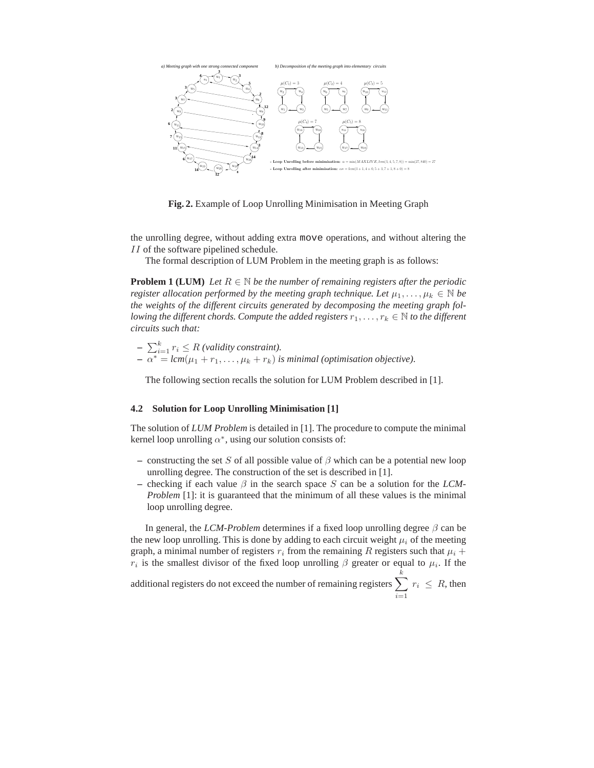**Fig. 2.** Example of Loop Unrolling Minimisation in Meeting Graph

the unrolling degree, without adding extra `move` operations, and without altering the $II$ of the software pipelined schedule.

The formal description of LUM Problem in the meeting graph is as follows:

**Problem 1 (LUM)** *Let $R \in \mathbb{N}$ be the number of remaining registers after the periodic register allocation performed by the meeting graph technique. Let $\mu_1, \ldots, \mu_k \in \mathbb{N}$ be the weights of the different circuits generated by decomposing the meeting graph following the different chords. Compute the added registers $r_1, \ldots, r_k \in \mathbb{N}$ to the different circuits such that:*

- $\sum_{i=1}^{k} r_i \leq R$ *(validity constraint).*
- $\alpha^* = lcm(\mu_1 + r_1, \ldots, \mu_k + r_k)$ *is minimal (optimisation objective).*

The following section recalls the solution for LUM Problem described in [1].

### 4.2 Solution for Loop Unrolling Minimisation [1]

The solution of *LUM Problem* is detailed in [1]. The procedure to compute the minimal kernel loop unrolling $\alpha^*$, using our solution consists of:

- constructing the set $S$ of all possible value of $\beta$ which can be a potential new loop unrolling degree. The construction of the set is described in [1].
- checking if each value $\beta$ in the search space $S$ can be a solution for the *LCM-Problem* [1]: it is guaranteed that the minimum of all these values is the minimal loop unrolling degree.

In general, the *LCM-Problem* determines if a fixed loop unrolling degree $\beta$ can be the new loop unrolling. This is done by adding to each circuit weight $\mu_i$ of the meeting graph, a minimal number of registers $r_i$ from the remaining $R$ registers such that $\mu_i + r_i$ is the smallest divisor of the fixed loop unrolling $\beta$ greater or equal to $\mu_i$. If the additional registers do not exceed the number of remaining registers $\sum_{i=1}^{k} r_i \leq R$, then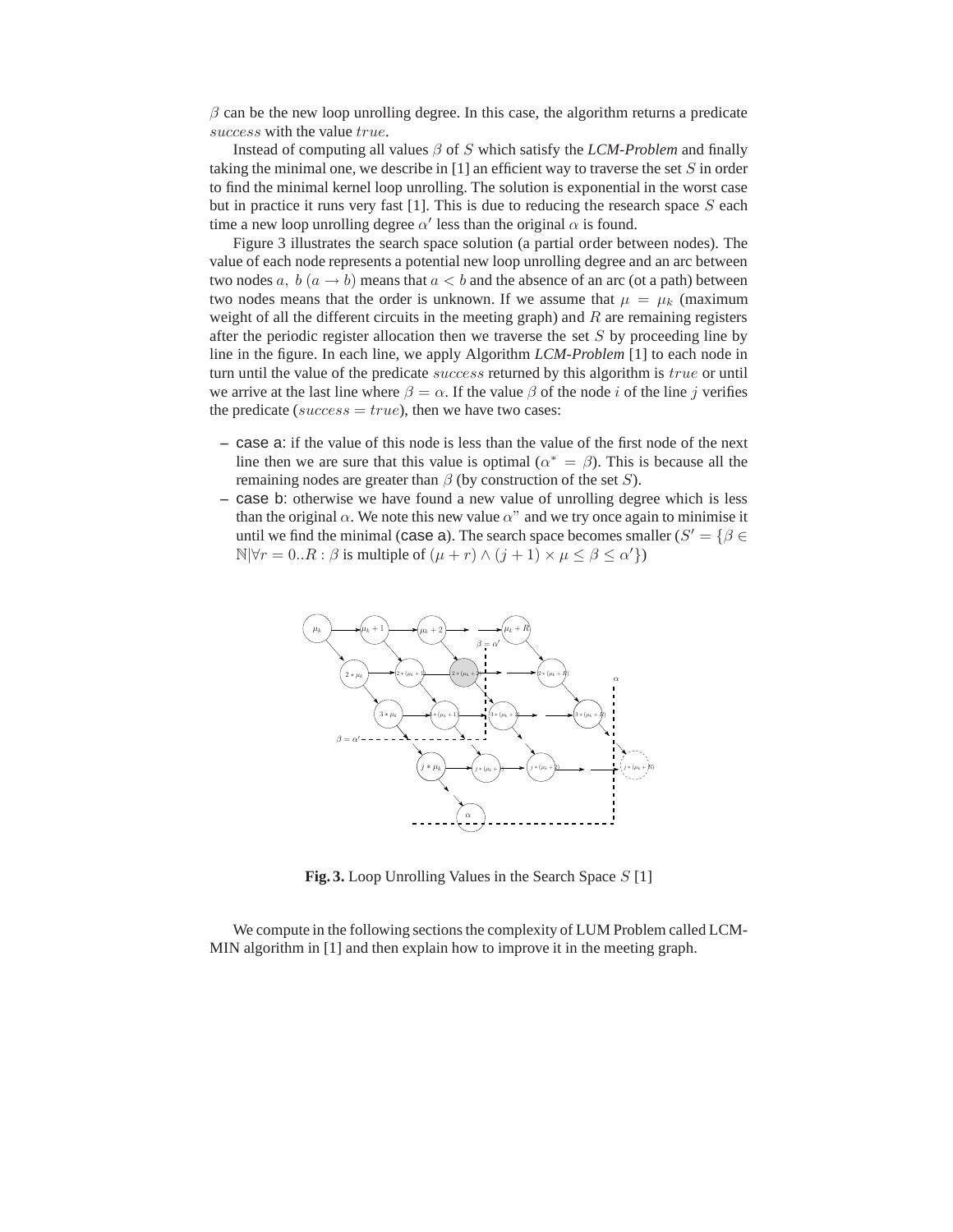$\beta$ can be the new loop unrolling degree. In this case, the algorithm returns a predicate $success$ with the value $true$.

Instead of computing all values $\beta$ of $S$ which satisfy the *LCM-Problem* and finally taking the minimal one, we describe in [1] an efficient way to traverse the set $S$ in order to find the minimal kernel loop unrolling. The solution is exponential in the worst case but in practice it runs very fast [1]. This is due to reducing the research space $S$ each time a new loop unrolling degree $\alpha'$ less than the original $\alpha$ is found.

Figure 3 illustrates the search space solution (a partial order between nodes). The value of each node represents a potential new loop unrolling degree and an arc between two nodes $a,\ b\ (a \rightarrow b)$ means that $a < b$ and the absence of an arc (ot a path) between two nodes means that the order is unknown. If we assume that $\mu = \mu_k$ (maximum weight of all the different circuits in the meeting graph) and $R$ are remaining registers after the periodic register allocation then we traverse the set $S$ by proceeding line by line in the figure. In each line, we apply Algorithm *LCM-Problem* [1] to each node in turn until the value of the predicate $success$ returned by this algorithm is $true$ or until we arrive at the last line where $\beta = \alpha$. If the value $\beta$ of the node $i$ of the line $j$ verifies the predicate ($success = true$), then we have two cases:

– case a: if the value of this node is less than the value of the first node of the next line then we are sure that this value is optimal ($\alpha^* = \beta$). This is because all the remaining nodes are greater than $\beta$ (by construction of the set $S$).

– case b: otherwise we have found a new value of unrolling degree which is less than the original $\alpha$. We note this new value $\alpha$" and we try once again to minimise it until we find the minimal (case a). The search space becomes smaller ($S' = \{\beta \in \mathbb{N} | \forall r = 0..R : \beta \text{ is multiple of } (\mu + r) \wedge (j+1) \times \mu \leq \beta \leq \alpha'\}$)

**Fig. 3.** Loop Unrolling Values in the Search Space $S$ [1]

We compute in the following sections the complexity of LUM Problem called LCM-MIN algorithm in [1] and then explain how to improve it in the meeting graph.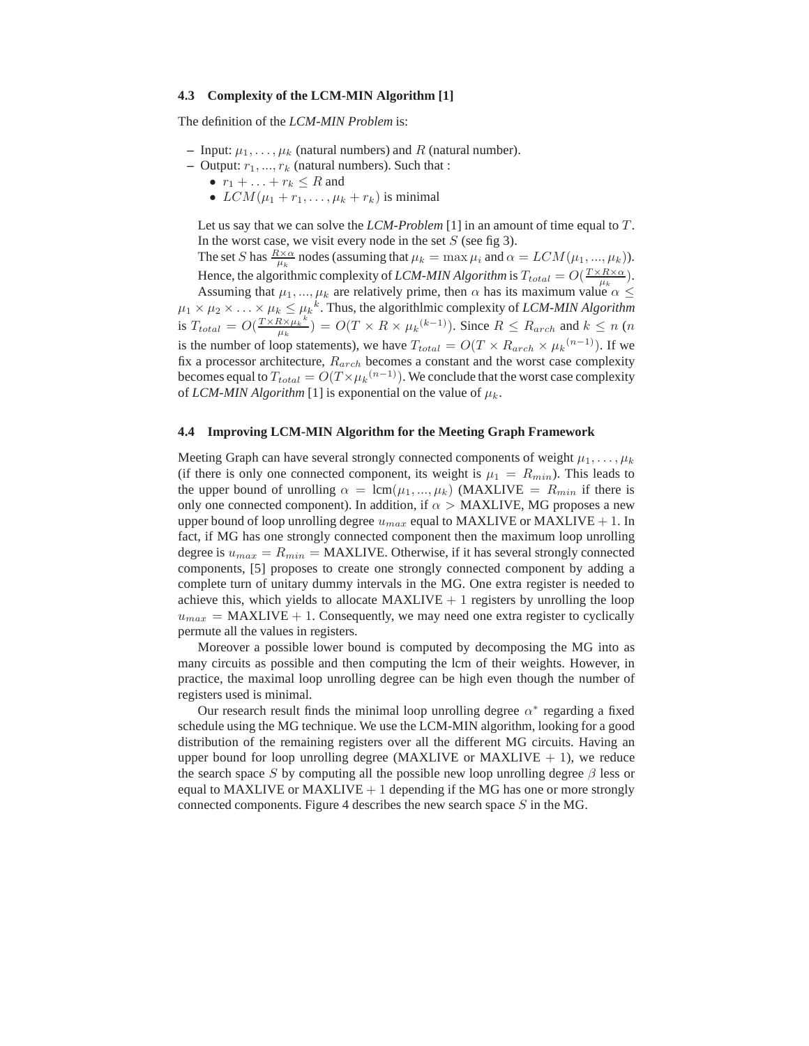### 4.3 Complexity of the LCM-MIN Algorithm [1]

The definition of the *LCM-MIN Problem* is:

- Input: $\mu_1, \ldots, \mu_k$ (natural numbers) and $R$ (natural number).
- Output: $r_1, ..., r_k$ (natural numbers). Such that :
  - $r_1 + \ldots + r_k \leq R$ and
  - $LCM(\mu_1 + r_1, \ldots, \mu_k + r_k)$ is minimal

Let us say that we can solve the *LCM-Problem* [1] in an amount of time equal to $T$. In the worst case, we visit every node in the set $S$ (see fig 3).

The set $S$ has $\frac{R \times \alpha}{\mu_k}$ nodes (assuming that $\mu_k = \max \mu_i$ and $\alpha = LCM(\mu_1, ..., \mu_k)$). Hence, the algorithmic complexity of *LCM-MIN Algorithm* is $T_{total} = O(\frac{T \times R \times \alpha}{\mu_k})$.

Assuming that $\mu_1, ..., \mu_k$ are relatively prime, then $\alpha$ has its maximum value $\alpha \leq \mu_1 \times \mu_2 \times \ldots \times \mu_k \leq {\mu_k}^k$. Thus, the algorithlmic complexity of *LCM-MIN Algorithm* is $T_{total} = O(\frac{T \times R \times {\mu_k}^k}{\mu_k}) = O(T \times R \times {\mu_k}^{(k-1)})$. Since $R \leq R_{arch}$ and $k \leq n$ ($n$ is the number of loop statements), we have $T_{total} = O(T \times R_{arch} \times {\mu_k}^{(n-1)})$. If we fix a processor architecture, $R_{arch}$ becomes a constant and the worst case complexity becomes equal to $T_{total} = O(T \times {\mu_k}^{(n-1)})$. We conclude that the worst case complexity of *LCM-MIN Algorithm* [1] is exponential on the value of $\mu_k$.

### 4.4 Improving LCM-MIN Algorithm for the Meeting Graph Framework

Meeting Graph can have several strongly connected components of weight $\mu_1, \ldots, \mu_k$ (if there is only one connected component, its weight is $\mu_1 = R_{min}$). This leads to the upper bound of unrolling $\alpha = \text{lcm}(\mu_1, ..., \mu_k)$ (MAXLIVE $= R_{min}$ if there is only one connected component). In addition, if $\alpha >$ MAXLIVE, MG proposes a new upper bound of loop unrolling degree $u_{max}$ equal to MAXLIVE or MAXLIVE $+ 1$. In fact, if MG has one strongly connected component then the maximum loop unrolling degree is $u_{max} = R_{min} =$ MAXLIVE. Otherwise, if it has several strongly connected components, [5] proposes to create one strongly connected component by adding a complete turn of unitary dummy intervals in the MG. One extra register is needed to achieve this, which yields to allocate MAXLIVE $+ 1$ registers by unrolling the loop $u_{max} =$ MAXLIVE $+ 1$. Consequently, we may need one extra register to cyclically permute all the values in registers.

Moreover a possible lower bound is computed by decomposing the MG into as many circuits as possible and then computing the lcm of their weights. However, in practice, the maximal loop unrolling degree can be high even though the number of registers used is minimal.

Our research result finds the minimal loop unrolling degree $\alpha^*$ regarding a fixed schedule using the MG technique. We use the LCM-MIN algorithm, looking for a good distribution of the remaining registers over all the different MG circuits. Having an upper bound for loop unrolling degree (MAXLIVE or MAXLIVE $+ 1$), we reduce the search space $S$ by computing all the possible new loop unrolling degree $\beta$ less or equal to MAXLIVE or MAXLIVE $+ 1$ depending if the MG has one or more strongly connected components. Figure 4 describes the new search space $S$ in the MG.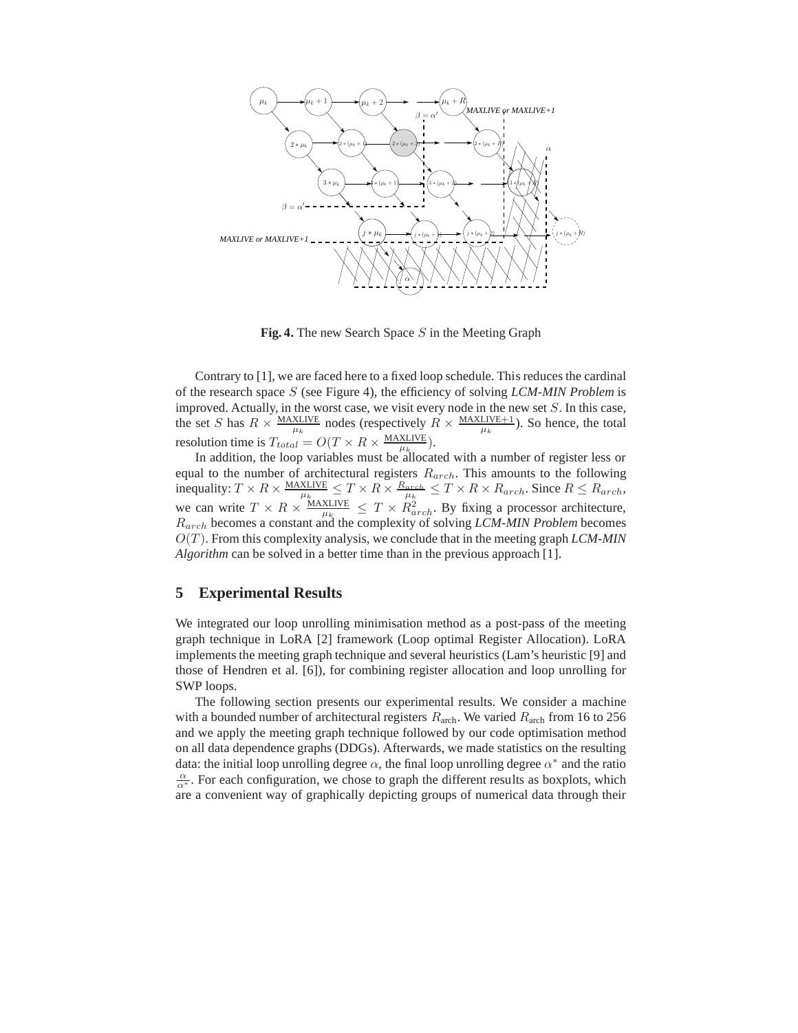**Fig. 4.** The new Search Space $S$ in the Meeting Graph

Contrary to [1], we are faced here to a fixed loop schedule. This reduces the cardinal of the research space $S$ (see Figure 4), the efficiency of solving *LCM-MIN Problem* is improved. Actually, in the worst case, we visit every node in the new set $S$. In this case, the set $S$ has $R \times \frac{\text{MAXLIVE}}{\mu_k}$ nodes (respectively $R \times \frac{\text{MAXLIVE+1}}{\mu_k}$). So hence, the total resolution time is $T_{total} = O(T \times R \times \frac{\text{MAXLIVE}}{\mu_k})$.

In addition, the loop variables must be allocated with a number of register less or equal to the number of architectural registers $R_{arch}$. This amounts to the following inequality: $T \times R \times \frac{\text{MAXLIVE}}{\mu_k} \leq T \times R \times \frac{R_{arch}}{\mu_k} \leq T \times R \times R_{arch}$. Since $R \leq R_{arch}$, we can write $T \times R \times \frac{\text{MAXLIVE}}{\mu_k} \leq T \times R_{arch}^2$. By fixing a processor architecture, $R_{arch}$ becomes a constant and the complexity of solving *LCM-MIN Problem* becomes $O(T)$. From this complexity analysis, we conclude that in the meeting graph *LCM-MIN Algorithm* can be solved in a better time than in the previous approach [1].

## 5 Experimental Results

We integrated our loop unrolling minimisation method as a post-pass of the meeting graph technique in LoRA [2] framework (Loop optimal Register Allocation). LoRA implements the meeting graph technique and several heuristics (Lam's heuristic [9] and those of Hendren et al. [6]), for combining register allocation and loop unrolling for SWP loops.

The following section presents our experimental results. We consider a machine with a bounded number of architectural registers $R_{\text{arch}}$. We varied $R_{\text{arch}}$ from 16 to 256 and we apply the meeting graph technique followed by our code optimisation method on all data dependence graphs (DDGs). Afterwards, we made statistics on the resulting data: the initial loop unrolling degree $\alpha$, the final loop unrolling degree $\alpha^*$ and the ratio $\frac{\alpha}{\alpha^*}$. For each configuration, we chose to graph the different results as boxplots, which are a convenient way of graphically depicting groups of numerical data through their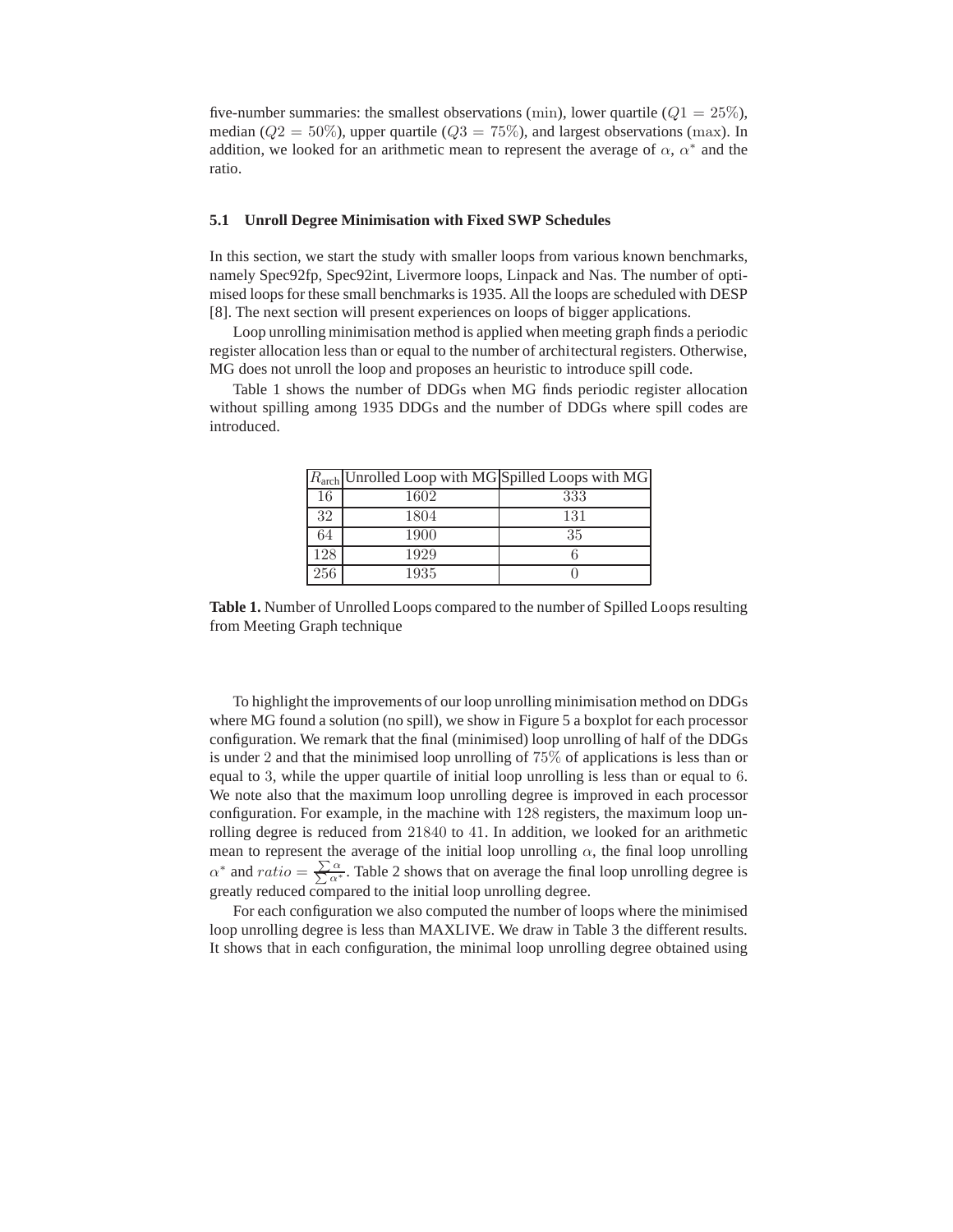five-number summaries: the smallest observations (min), lower quartile ($Q1 = 25\%$), median ($Q2 = 50\%$), upper quartile ($Q3 = 75\%$), and largest observations (max). In addition, we looked for an arithmetic mean to represent the average of $\alpha$, $\alpha^*$ and the ratio.

### 5.1 Unroll Degree Minimisation with Fixed SWP Schedules

In this section, we start the study with smaller loops from various known benchmarks, namely Spec92fp, Spec92int, Livermore loops, Linpack and Nas. The number of optimised loops for these small benchmarks is 1935. All the loops are scheduled with DESP [8]. The next section will present experiences on loops of bigger applications.

Loop unrolling minimisation method is applied when meeting graph finds a periodic register allocation less than or equal to the number of architectural registers. Otherwise, MG does not unroll the loop and proposes an heuristic to introduce spill code.

Table 1 shows the number of DDGs when MG finds periodic register allocation without spilling among 1935 DDGs and the number of DDGs where spill codes are introduced.

| $R_{\text{arch}}$ | Unrolled Loop with MG | Spilled Loops with MG |
|---|---|---|
| 16 | 1602 | 333 |
| 32 | 1804 | 131 |
| 64 | 1900 | 35 |
| 128 | 1929 | 6 |
| 256 | 1935 | 0 |

**Table 1.** Number of Unrolled Loops compared to the number of Spilled Loops resulting from Meeting Graph technique

To highlight the improvements of our loop unrolling minimisation method on DDGs where MG found a solution (no spill), we show in Figure 5 a boxplot for each processor configuration. We remark that the final (minimised) loop unrolling of half of the DDGs is under 2 and that the minimised loop unrolling of $75\%$ of applications is less than or equal to 3, while the upper quartile of initial loop unrolling is less than or equal to 6. We note also that the maximum loop unrolling degree is improved in each processor configuration. For example, in the machine with 128 registers, the maximum loop unrolling degree is reduced from 21840 to 41. In addition, we looked for an arithmetic mean to represent the average of the initial loop unrolling $\alpha$, the final loop unrolling $\alpha^*$ and $ratio = \frac{\sum \alpha}{\sum \alpha^*}$. Table 2 shows that on average the final loop unrolling degree is greatly reduced compared to the initial loop unrolling degree.

For each configuration we also computed the number of loops where the minimised loop unrolling degree is less than MAXLIVE. We draw in Table 3 the different results. It shows that in each configuration, the minimal loop unrolling degree obtained using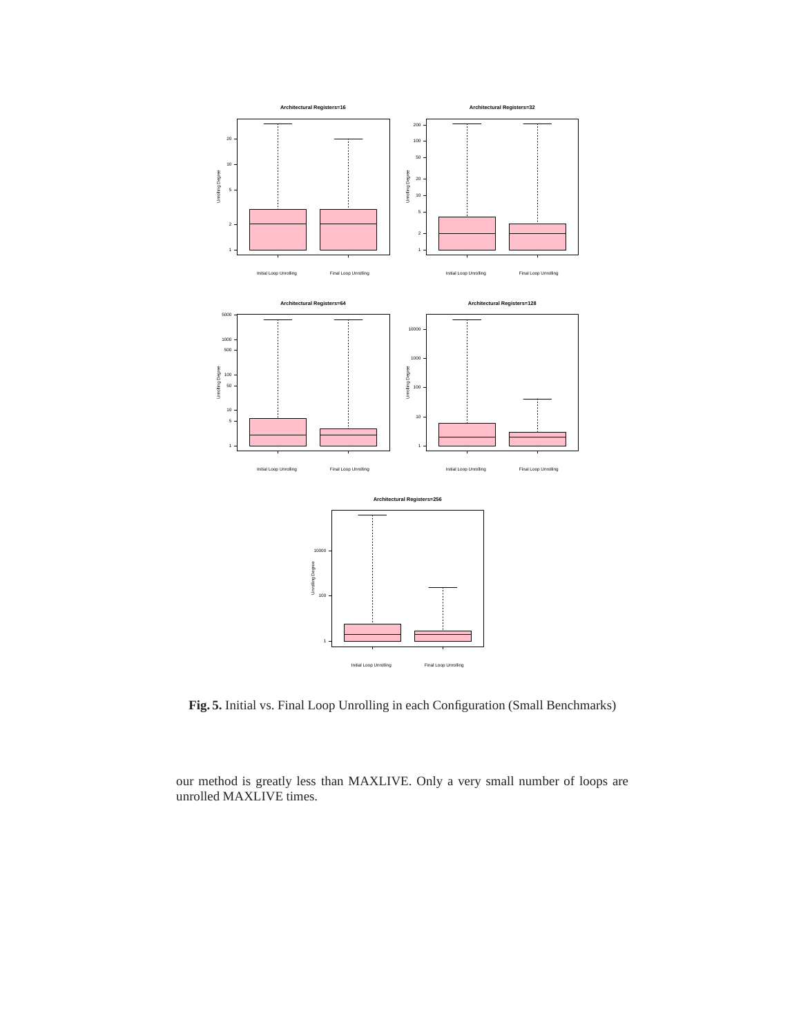**Fig. 5.** Initial vs. Final Loop Unrolling in each Configuration (Small Benchmarks)

our method is greatly less than MAXLIVE. Only a very small number of loops are unrolled MAXLIVE times.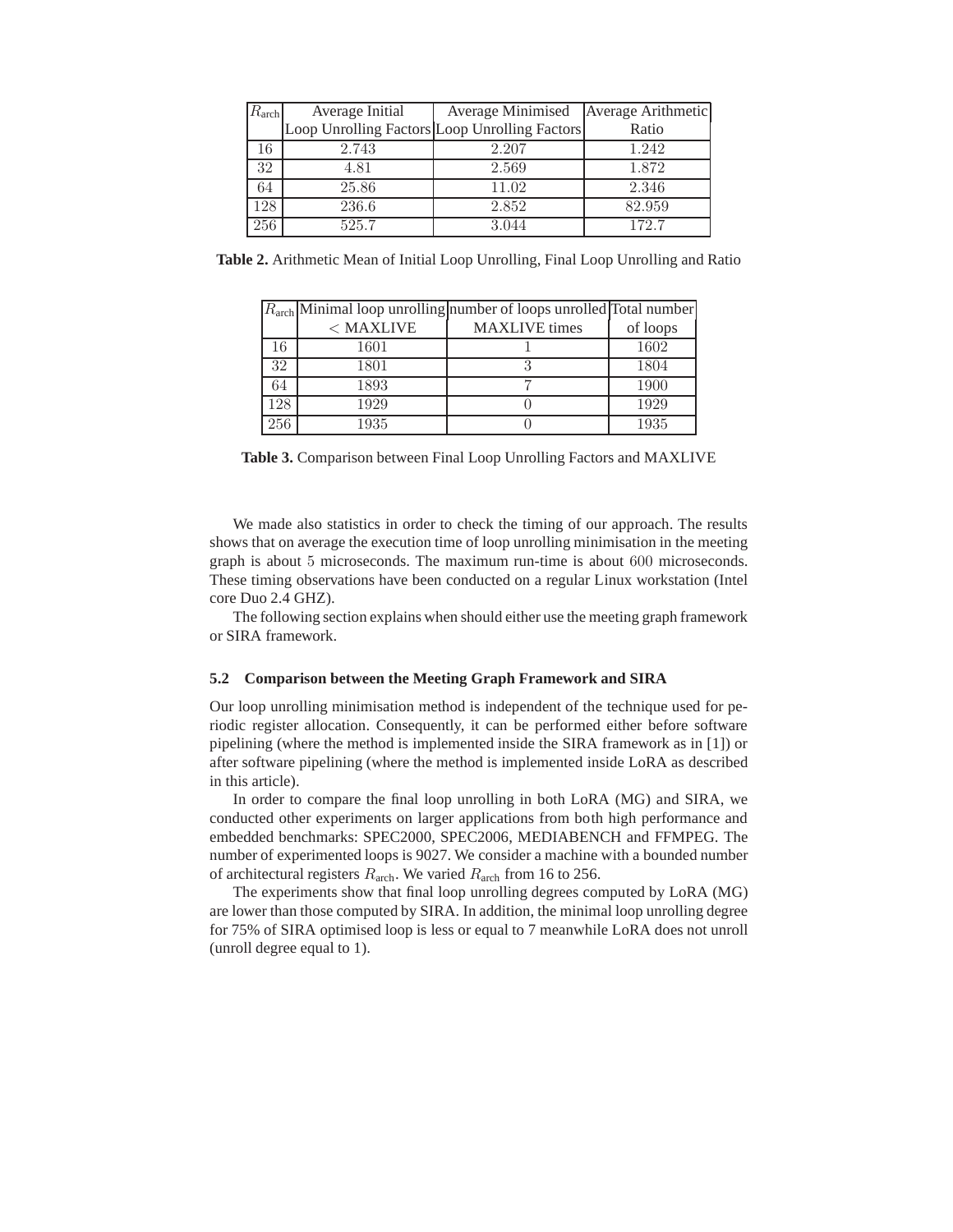| $R_{\text{arch}}$ | Average Initial Loop Unrolling Factors | Average Minimised Loop Unrolling Factors | Average Arithmetic Ratio |
|---|---|---|---|
| 16 | 2.743 | 2.207 | 1.242 |
| 32 | 4.81 | 2.569 | 1.872 |
| 64 | 25.86 | 11.02 | 2.346 |
| 128 | 236.6 | 2.852 | 82.959 |
| 256 | 525.7 | 3.044 | 172.7 |

**Table 2.** Arithmetic Mean of Initial Loop Unrolling, Final Loop Unrolling and Ratio

| $R_{\text{arch}}$ | Minimal loop unrolling $<$ MAXLIVE | number of loops unrolled MAXLIVE times | Total number of loops |
|---|---|---|---|
| 16 | 1601 | 1 | 1602 |
| 32 | 1801 | 3 | 1804 |
| 64 | 1893 | 7 | 1900 |
| 128 | 1929 | 0 | 1929 |
| 256 | 1935 | 0 | 1935 |

**Table 3.** Comparison between Final Loop Unrolling Factors and MAXLIVE

We made also statistics in order to check the timing of our approach. The results shows that on average the execution time of loop unrolling minimisation in the meeting graph is about 5 microseconds. The maximum run-time is about 600 microseconds. These timing observations have been conducted on a regular Linux workstation (Intel core Duo 2.4 GHZ).

The following section explains when should either use the meeting graph framework or SIRA framework.

### 5.2 Comparison between the Meeting Graph Framework and SIRA

Our loop unrolling minimisation method is independent of the technique used for periodic register allocation. Consequently, it can be performed either before software pipelining (where the method is implemented inside the SIRA framework as in [1]) or after software pipelining (where the method is implemented inside LoRA as described in this article).

In order to compare the final loop unrolling in both LoRA (MG) and SIRA, we conducted other experiments on larger applications from both high performance and embedded benchmarks: SPEC2000, SPEC2006, MEDIABENCH and FFMPEG. The number of experimented loops is 9027. We consider a machine with a bounded number of architectural registers $R_{\text{arch}}$. We varied $R_{\text{arch}}$ from 16 to 256.

The experiments show that final loop unrolling degrees computed by LoRA (MG) are lower than those computed by SIRA. In addition, the minimal loop unrolling degree for 75% of SIRA optimised loop is less or equal to 7 meanwhile LoRA does not unroll (unroll degree equal to 1).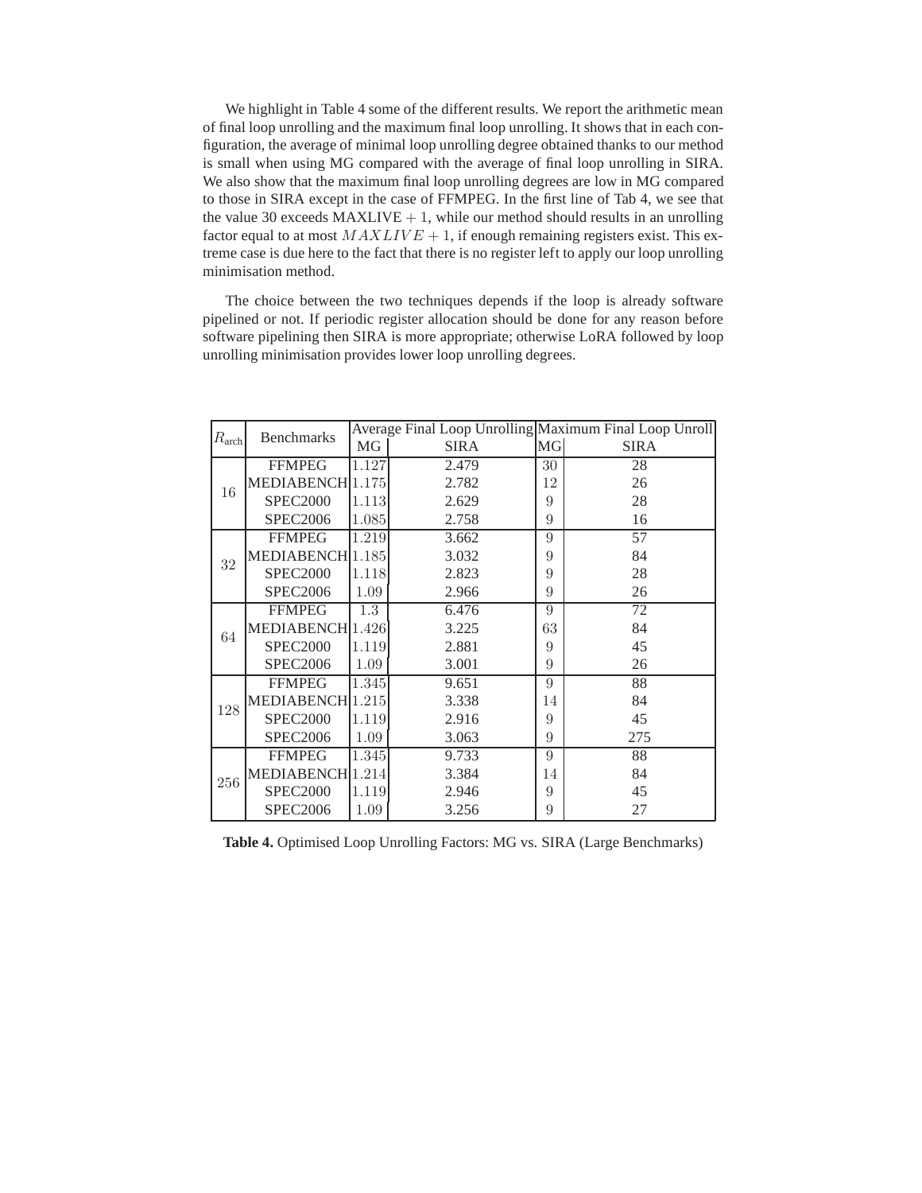We highlight in Table 4 some of the different results. We report the arithmetic mean of final loop unrolling and the maximum final loop unrolling. It shows that in each configuration, the average of minimal loop unrolling degree obtained thanks to our method is small when using MG compared with the average of final loop unrolling in SIRA. We also show that the maximum final loop unrolling degrees are low in MG compared to those in SIRA except in the case of FFMPEG. In the first line of Tab 4, we see that the value 30 exceeds MAXLIVE + 1, while our method should results in an unrolling factor equal to at most $MAXLIVE + 1$, if enough remaining registers exist. This extreme case is due here to the fact that there is no register left to apply our loop unrolling minimisation method.

The choice between the two techniques depends if the loop is already software pipelined or not. If periodic register allocation should be done for any reason before software pipelining then SIRA is more appropriate; otherwise LoRA followed by loop unrolling minimisation provides lower loop unrolling degrees.

| $R_{\text{arch}}$ | Benchmarks | Average Final Loop Unrolling | | Maximum Final Loop Unroll | |
|---|---|---|---|---|---|
| | | MG | SIRA | MG | SIRA |
| 16 | FFMPEG | 1.127 | 2.479 | 30 | 28 |
| | MEDIABENCH | 1.175 | 2.782 | 12 | 26 |
| | SPEC2000 | 1.113 | 2.629 | 9 | 28 |
| | SPEC2006 | 1.085 | 2.758 | 9 | 16 |
| 32 | FFMPEG | 1.219 | 3.662 | 9 | 57 |
| | MEDIABENCH | 1.185 | 3.032 | 9 | 84 |
| | SPEC2000 | 1.118 | 2.823 | 9 | 28 |
| | SPEC2006 | 1.09 | 2.966 | 9 | 26 |
| 64 | FFMPEG | 1.3 | 6.476 | 9 | 72 |
| | MEDIABENCH | 1.426 | 3.225 | 63 | 84 |
| | SPEC2000 | 1.119 | 2.881 | 9 | 45 |
| | SPEC2006 | 1.09 | 3.001 | 9 | 26 |
| 128 | FFMPEG | 1.345 | 9.651 | 9 | 88 |
| | MEDIABENCH | 1.215 | 3.338 | 14 | 84 |
| | SPEC2000 | 1.119 | 2.916 | 9 | 45 |
| | SPEC2006 | 1.09 | 3.063 | 9 | 275 |
| 256 | FFMPEG | 1.345 | 9.733 | 9 | 88 |
| | MEDIABENCH | 1.214 | 3.384 | 14 | 84 |
| | SPEC2000 | 1.119 | 2.946 | 9 | 45 |
| | SPEC2006 | 1.09 | 3.256 | 9 | 27 |

**Table 4.** Optimised Loop Unrolling Factors: MG vs. SIRA (Large Benchmarks)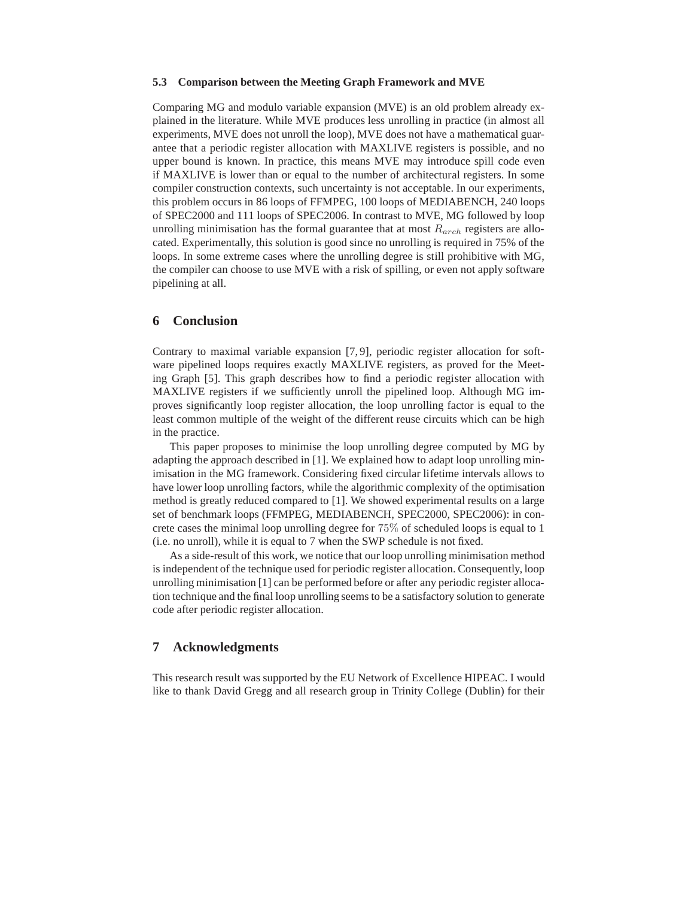### 5.3 Comparison between the Meeting Graph Framework and MVE

Comparing MG and modulo variable expansion (MVE) is an old problem already explained in the literature. While MVE produces less unrolling in practice (in almost all experiments, MVE does not unroll the loop), MVE does not have a mathematical guarantee that a periodic register allocation with MAXLIVE registers is possible, and no upper bound is known. In practice, this means MVE may introduce spill code even if MAXLIVE is lower than or equal to the number of architectural registers. In some compiler construction contexts, such uncertainty is not acceptable. In our experiments, this problem occurs in 86 loops of FFMPEG, 100 loops of MEDIABENCH, 240 loops of SPEC2000 and 111 loops of SPEC2006. In contrast to MVE, MG followed by loop unrolling minimisation has the formal guarantee that at most $R_{arch}$ registers are allocated. Experimentally, this solution is good since no unrolling is required in 75% of the loops. In some extreme cases where the unrolling degree is still prohibitive with MG, the compiler can choose to use MVE with a risk of spilling, or even not apply software pipelining at all.

## 6 Conclusion

Contrary to maximal variable expansion [7, 9], periodic register allocation for software pipelined loops requires exactly MAXLIVE registers, as proved for the Meeting Graph [5]. This graph describes how to find a periodic register allocation with MAXLIVE registers if we sufficiently unroll the pipelined loop. Although MG improves significantly loop register allocation, the loop unrolling factor is equal to the least common multiple of the weight of the different reuse circuits which can be high in the practice.

This paper proposes to minimise the loop unrolling degree computed by MG by adapting the approach described in [1]. We explained how to adapt loop unrolling minimisation in the MG framework. Considering fixed circular lifetime intervals allows to have lower loop unrolling factors, while the algorithmic complexity of the optimisation method is greatly reduced compared to [1]. We showed experimental results on a large set of benchmark loops (FFMPEG, MEDIABENCH, SPEC2000, SPEC2006): in concrete cases the minimal loop unrolling degree for $75\%$ of scheduled loops is equal to 1 (i.e. no unroll), while it is equal to 7 when the SWP schedule is not fixed.

As a side-result of this work, we notice that our loop unrolling minimisation method is independent of the technique used for periodic register allocation. Consequently, loop unrolling minimisation [1] can be performed before or after any periodic register allocation technique and the final loop unrolling seems to be a satisfactory solution to generate code after periodic register allocation.

## 7 Acknowledgments

This research result was supported by the EU Network of Excellence HIPEAC. I would like to thank David Gregg and all research group in Trinity College (Dublin) for their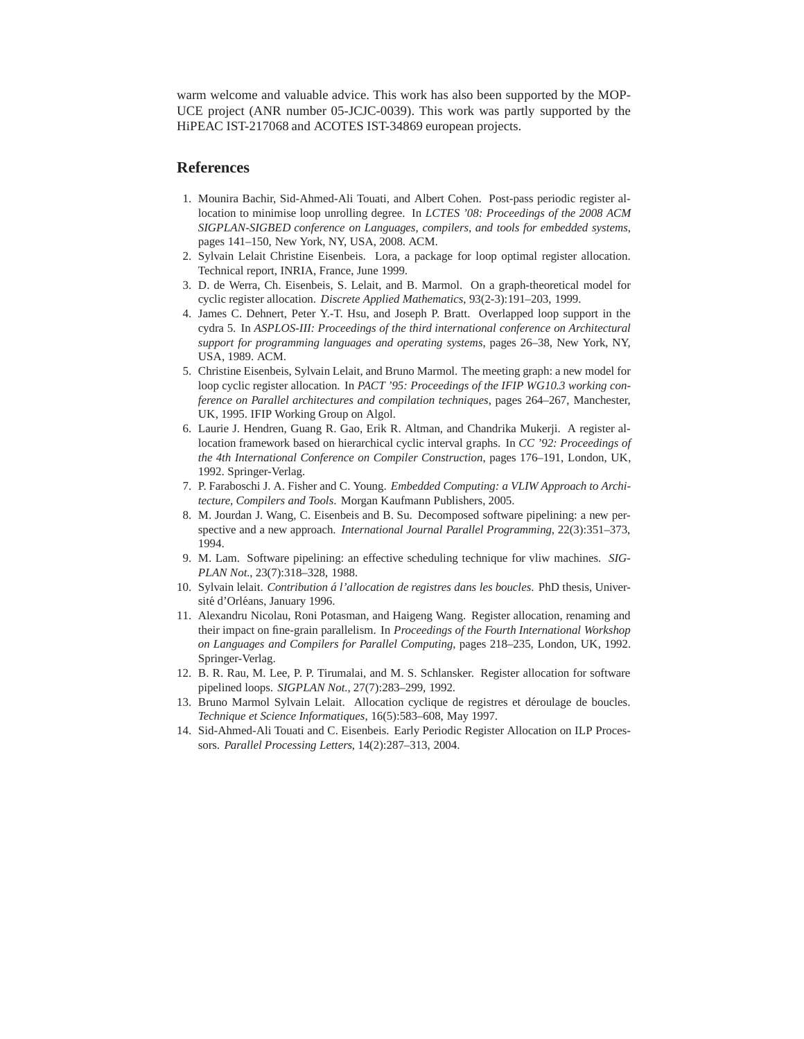warm welcome and valuable advice. This work has also been supported by the MOPUCE project (ANR number 05-JCJC-0039). This work was partly supported by the HiPEAC IST-217068 and ACOTES IST-34869 european projects.

## References

1. Mounira Bachir, Sid-Ahmed-Ali Touati, and Albert Cohen. Post-pass periodic register allocation to minimise loop unrolling degree. In *LCTES '08: Proceedings of the 2008 ACM SIGPLAN-SIGBED conference on Languages, compilers, and tools for embedded systems*, pages 141–150, New York, NY, USA, 2008. ACM.
2. Sylvain Lelait Christine Eisenbeis. Lora, a package for loop optimal register allocation. Technical report, INRIA, France, June 1999.
3. D. de Werra, Ch. Eisenbeis, S. Lelait, and B. Marmol. On a graph-theoretical model for cyclic register allocation. *Discrete Applied Mathematics*, 93(2-3):191–203, 1999.
4. James C. Dehnert, Peter Y.-T. Hsu, and Joseph P. Bratt. Overlapped loop support in the cydra 5. In *ASPLOS-III: Proceedings of the third international conference on Architectural support for programming languages and operating systems*, pages 26–38, New York, NY, USA, 1989. ACM.
5. Christine Eisenbeis, Sylvain Lelait, and Bruno Marmol. The meeting graph: a new model for loop cyclic register allocation. In *PACT '95: Proceedings of the IFIP WG10.3 working conference on Parallel architectures and compilation techniques*, pages 264–267, Manchester, UK, 1995. IFIP Working Group on Algol.
6. Laurie J. Hendren, Guang R. Gao, Erik R. Altman, and Chandrika Mukerji. A register allocation framework based on hierarchical cyclic interval graphs. In *CC '92: Proceedings of the 4th International Conference on Compiler Construction*, pages 176–191, London, UK, 1992. Springer-Verlag.
7. P. Faraboschi J. A. Fisher and C. Young. *Embedded Computing: a VLIW Approach to Architecture, Compilers and Tools*. Morgan Kaufmann Publishers, 2005.
8. M. Jourdan J. Wang, C. Eisenbeis and B. Su. Decomposed software pipelining: a new perspective and a new approach. *International Journal Parallel Programming*, 22(3):351–373, 1994.
9. M. Lam. Software pipelining: an effective scheduling technique for vliw machines. *SIGPLAN Not.*, 23(7):318–328, 1988.
10. Sylvain lelait. *Contribution á l'allocation de registres dans les boucles*. PhD thesis, Université d'Orléans, January 1996.
11. Alexandru Nicolau, Roni Potasman, and Haigeng Wang. Register allocation, renaming and their impact on fine-grain parallelism. In *Proceedings of the Fourth International Workshop on Languages and Compilers for Parallel Computing*, pages 218–235, London, UK, 1992. Springer-Verlag.
12. B. R. Rau, M. Lee, P. P. Tirumalai, and M. S. Schlansker. Register allocation for software pipelined loops. *SIGPLAN Not.*, 27(7):283–299, 1992.
13. Bruno Marmol Sylvain Lelait. Allocation cyclique de registres et déroulage de boucles. *Technique et Science Informatiques*, 16(5):583–608, May 1997.
14. Sid-Ahmed-Ali Touati and C. Eisenbeis. Early Periodic Register Allocation on ILP Processors. *Parallel Processing Letters*, 14(2):287–313, 2004.